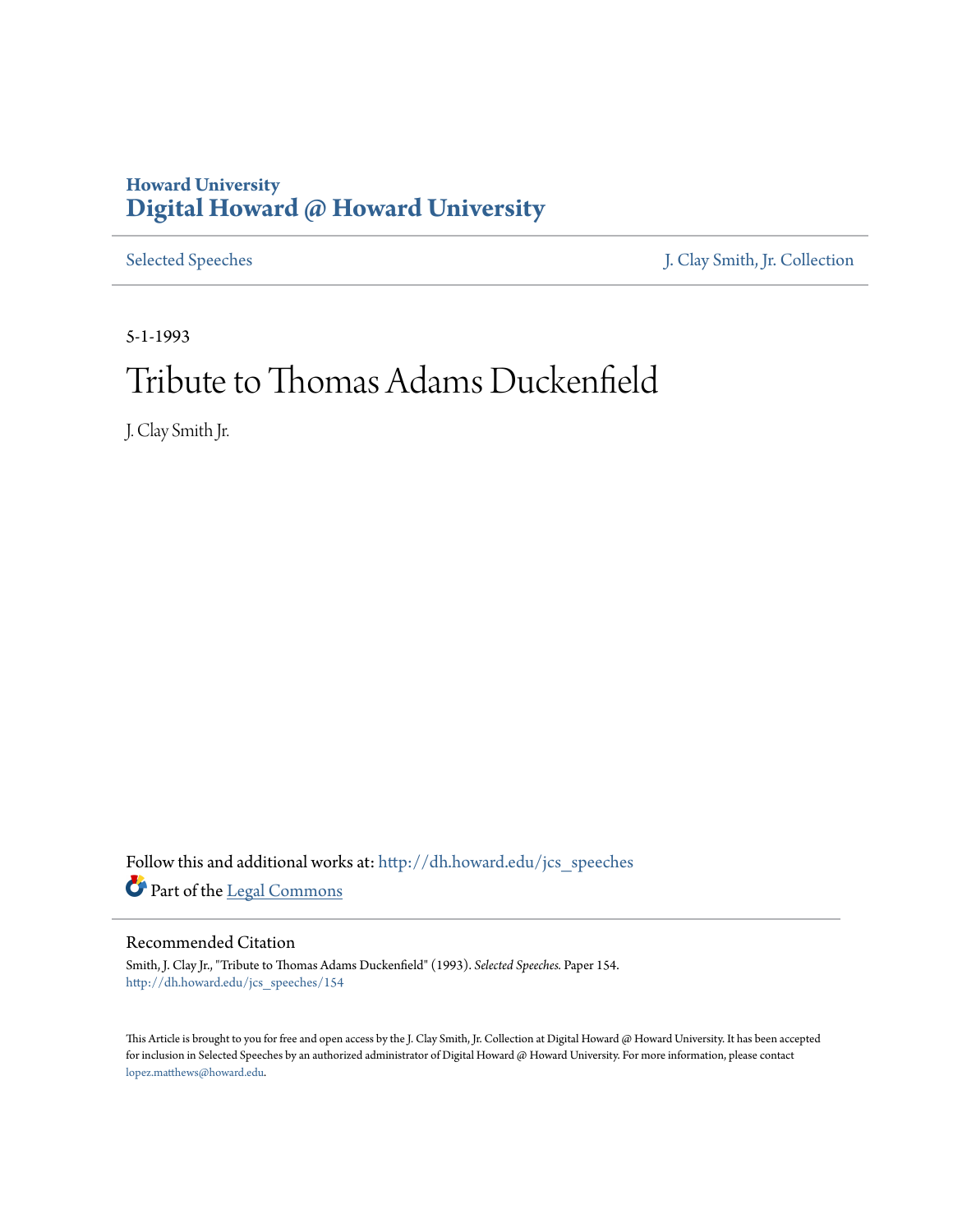Howard University
# Digital Howard @ Howard University

Selected Speeches | J. Clay Smith, Jr. Collection

5-1-1993

# Tribute to Thomas Adams Duckenfield

J. Clay Smith Jr.

Follow this and additional works at: http://dh.howard.edu/jcs_speeches

Part of the Legal Commons

## Recommended Citation

Smith, J. Clay Jr., "Tribute to Thomas Adams Duckenfield" (1993). *Selected Speeches.* Paper 154.
http://dh.howard.edu/jcs_speeches/154

This Article is brought to you for free and open access by the J. Clay Smith, Jr. Collection at Digital Howard @ Howard University. It has been accepted for inclusion in Selected Speeches by an authorized administrator of Digital Howard @ Howard University. For more information, please contact lopez.matthews@howard.edu.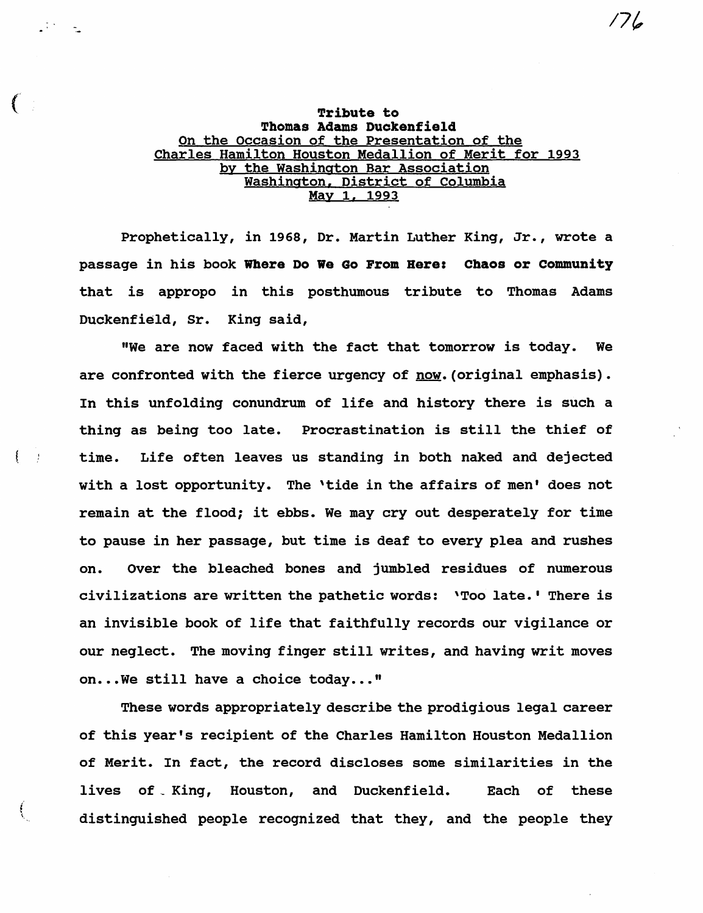**Tribute to**
**Thomas Adams Duckenfield**
On the Occasion of the Presentation of the
Charles Hamilton Houston Medallion of Merit for 1993
by the Washington Bar Association
Washington, District of Columbia
May 1, 1993

Prophetically, in 1968, Dr. Martin Luther King, Jr., wrote a passage in his book **Where Do We Go From Here: Chaos or Community** that is appropo in this posthumous tribute to Thomas Adams Duckenfield, Sr. King said,

"We are now faced with the fact that tomorrow is today. We are confronted with the fierce urgency of now. (original emphasis). In this unfolding conundrum of life and history there is such a thing as being too late. Procrastination is still the thief of time. Life often leaves us standing in both naked and dejected with a lost opportunity. The 'tide in the affairs of men' does not remain at the flood; it ebbs. We may cry out desperately for time to pause in her passage, but time is deaf to every plea and rushes on. Over the bleached bones and jumbled residues of numerous civilizations are written the pathetic words: 'Too late.' There is an invisible book of life that faithfully records our vigilance or our neglect. The moving finger still writes, and having writ moves on...We still have a choice today..."

These words appropriately describe the prodigious legal career of this year's recipient of the Charles Hamilton Houston Medallion of Merit. In fact, the record discloses some similarities in the lives of King, Houston, and Duckenfield. Each of these distinguished people recognized that they, and the people they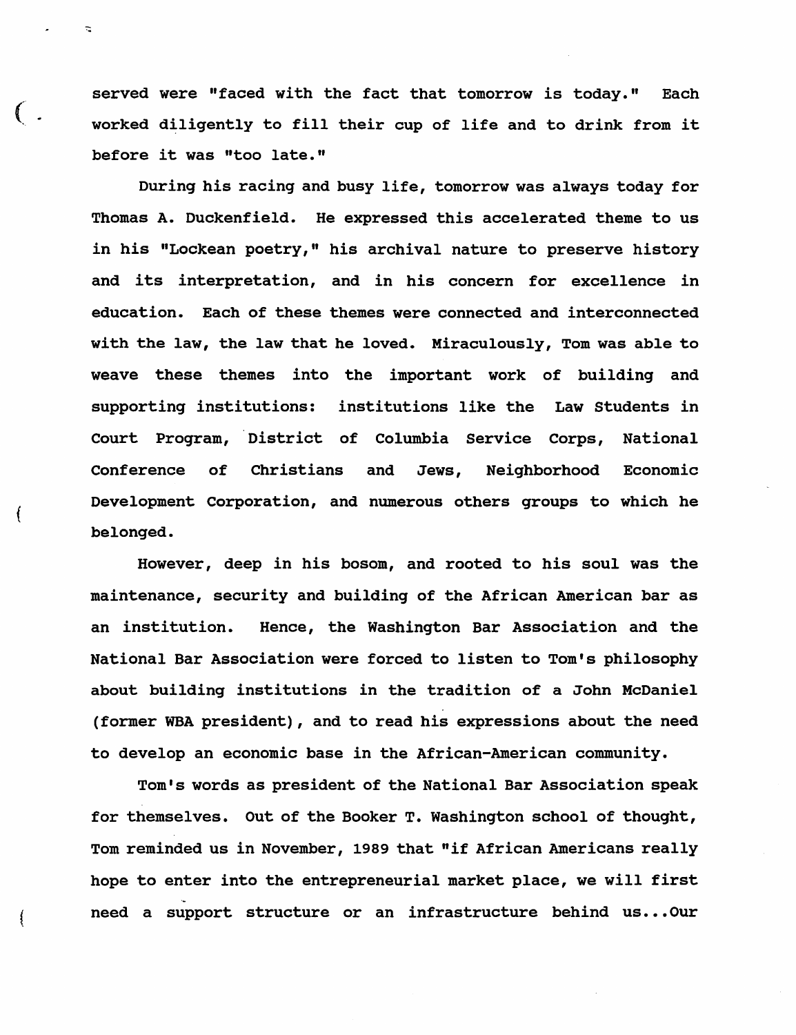served were "faced with the fact that tomorrow is today." Each worked diligently to fill their cup of life and to drink from it before it was "too late."

During his racing and busy life, tomorrow was always today for Thomas A. Duckenfield. He expressed this accelerated theme to us in his "Lockean poetry," his archival nature to preserve history and its interpretation, and in his concern for excellence in education. Each of these themes were connected and interconnected with the law, the law that he loved. Miraculously, Tom was able to weave these themes into the important work of building and supporting institutions: institutions like the Law Students in Court Program, District of Columbia Service Corps, National Conference of Christians and Jews, Neighborhood Economic Development Corporation, and numerous others groups to which he belonged.

However, deep in his bosom, and rooted to his soul was the maintenance, security and building of the African American bar as an institution. Hence, the Washington Bar Association and the National Bar Association were forced to listen to Tom's philosophy about building institutions in the tradition of a John McDaniel (former WBA president), and to read his expressions about the need to develop an economic base in the African-American community.

Tom's words as president of the National Bar Association speak for themselves. Out of the Booker T. Washington school of thought, Tom reminded us in November, 1989 that "if African Americans really hope to enter into the entrepreneurial market place, we will first need a support structure or an infrastructure behind us...Our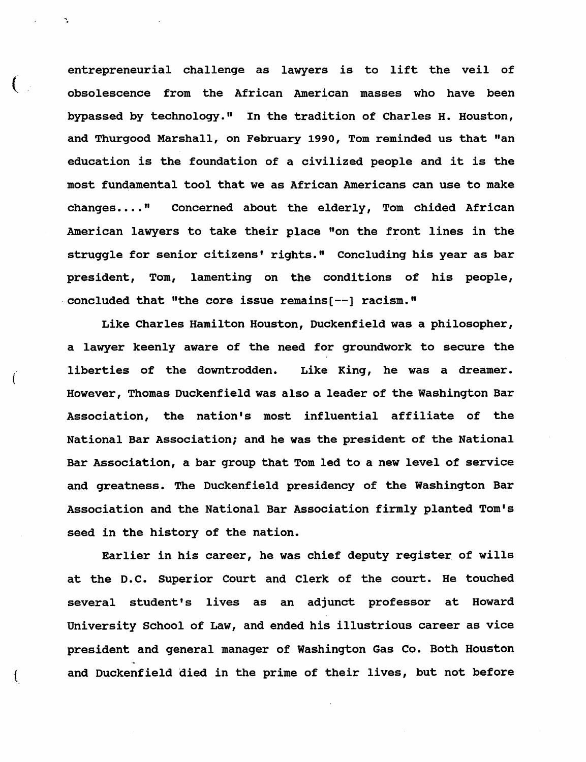entrepreneurial challenge as lawyers is to lift the veil of obsolescence from the African American masses who have been bypassed by technology." In the tradition of Charles H. Houston, and Thurgood Marshall, on February 1990, Tom reminded us that "an education is the foundation of a civilized people and it is the most fundamental tool that we as African Americans can use to make changes...." Concerned about the elderly, Tom chided African American lawyers to take their place "on the front lines in the struggle for senior citizens' rights." Concluding his year as bar president, Tom, lamenting on the conditions of his people, concluded that "the core issue remains[--] racism."

Like Charles Hamilton Houston, Duckenfield was a philosopher, a lawyer keenly aware of the need for groundwork to secure the liberties of the downtrodden. Like King, he was a dreamer. However, Thomas Duckenfield was also a leader of the Washington Bar Association, the nation's most influential affiliate of the National Bar Association; and he was the president of the National Bar Association, a bar group that Tom led to a new level of service and greatness. The Duckenfield presidency of the Washington Bar Association and the National Bar Association firmly planted Tom's seed in the history of the nation.

Earlier in his career, he was chief deputy register of wills at the D.C. Superior Court and Clerk of the court. He touched several student's lives as an adjunct professor at Howard University School of Law, and ended his illustrious career as vice president and general manager of Washington Gas Co. Both Houston and Duckenfield died in the prime of their lives, but not before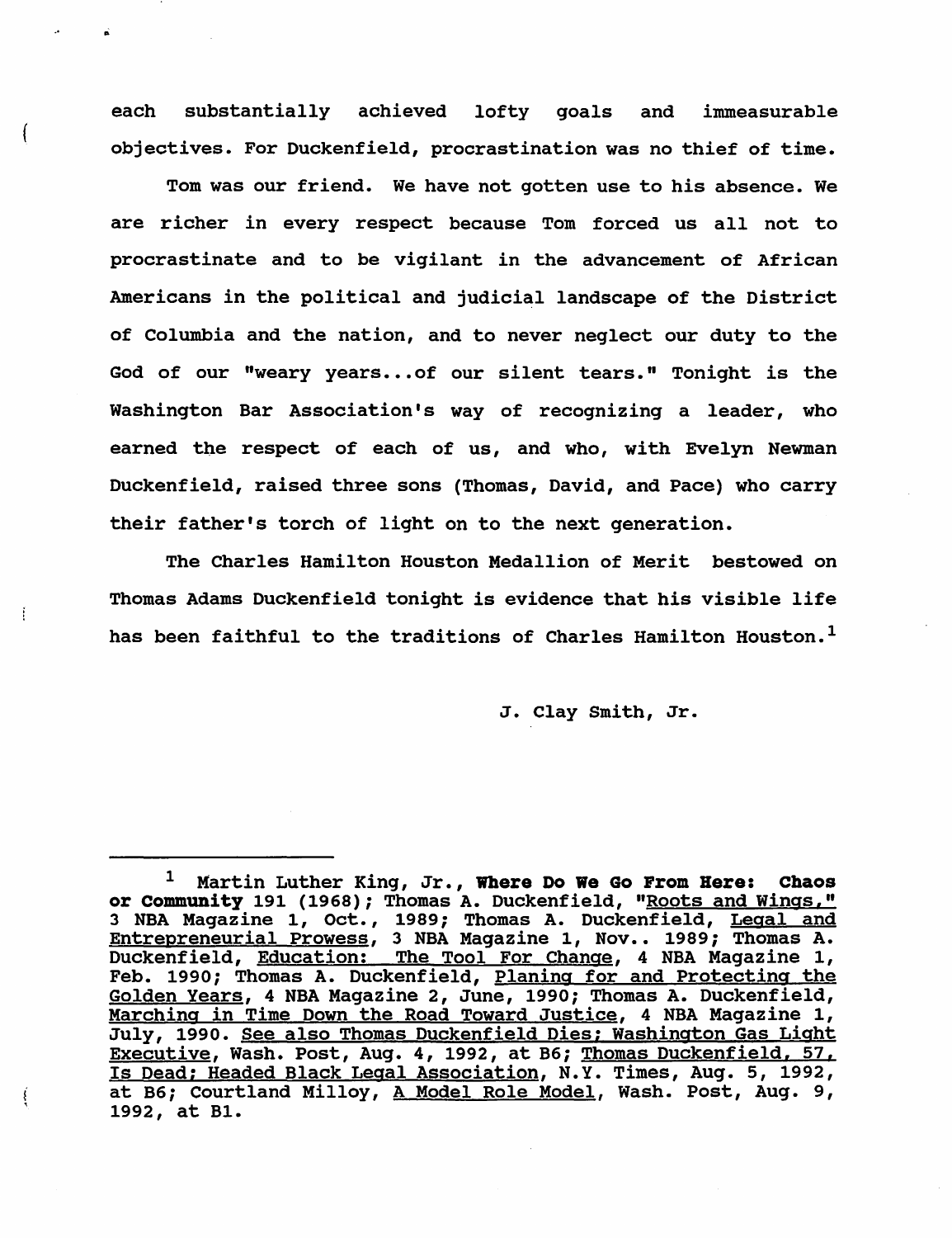each substantially achieved lofty goals and immeasurable objectives. For Duckenfield, procrastination was no thief of time.

Tom was our friend. We have not gotten use to his absence. We are richer in every respect because Tom forced us all not to procrastinate and to be vigilant in the advancement of African Americans in the political and judicial landscape of the District of Columbia and the nation, and to never neglect our duty to the God of our "weary years...of our silent tears." Tonight is the Washington Bar Association's way of recognizing a leader, who earned the respect of each of us, and who, with Evelyn Newman Duckenfield, raised three sons (Thomas, David, and Pace) who carry their father's torch of light on to the next generation.

The Charles Hamilton Houston Medallion of Merit bestowed on Thomas Adams Duckenfield tonight is evidence that his visible life has been faithful to the traditions of Charles Hamilton Houston.[1]

J. Clay Smith, Jr.

---

[1] Martin Luther King, Jr., **Where Do We Go From Here: Chaos or Community** 191 (1968); Thomas A. Duckenfield, "Roots and Wings," 3 NBA Magazine 1, Oct., 1989; Thomas A. Duckenfield, Legal and Entrepreneurial Prowess, 3 NBA Magazine 1, Nov.. 1989; Thomas A. Duckenfield, Education: The Tool For Change, 4 NBA Magazine 1, Feb. 1990; Thomas A. Duckenfield, Planing for and Protecting the Golden Years, 4 NBA Magazine 2, June, 1990; Thomas A. Duckenfield, Marching in Time Down the Road Toward Justice, 4 NBA Magazine 1, July, 1990. See also Thomas Duckenfield Dies; Washington Gas Light Executive, Wash. Post, Aug. 4, 1992, at B6; Thomas Duckenfield, 57, Is Dead; Headed Black Legal Association, N.Y. Times, Aug. 5, 1992, at B6; Courtland Milloy, A Model Role Model, Wash. Post, Aug. 9, 1992, at B1.